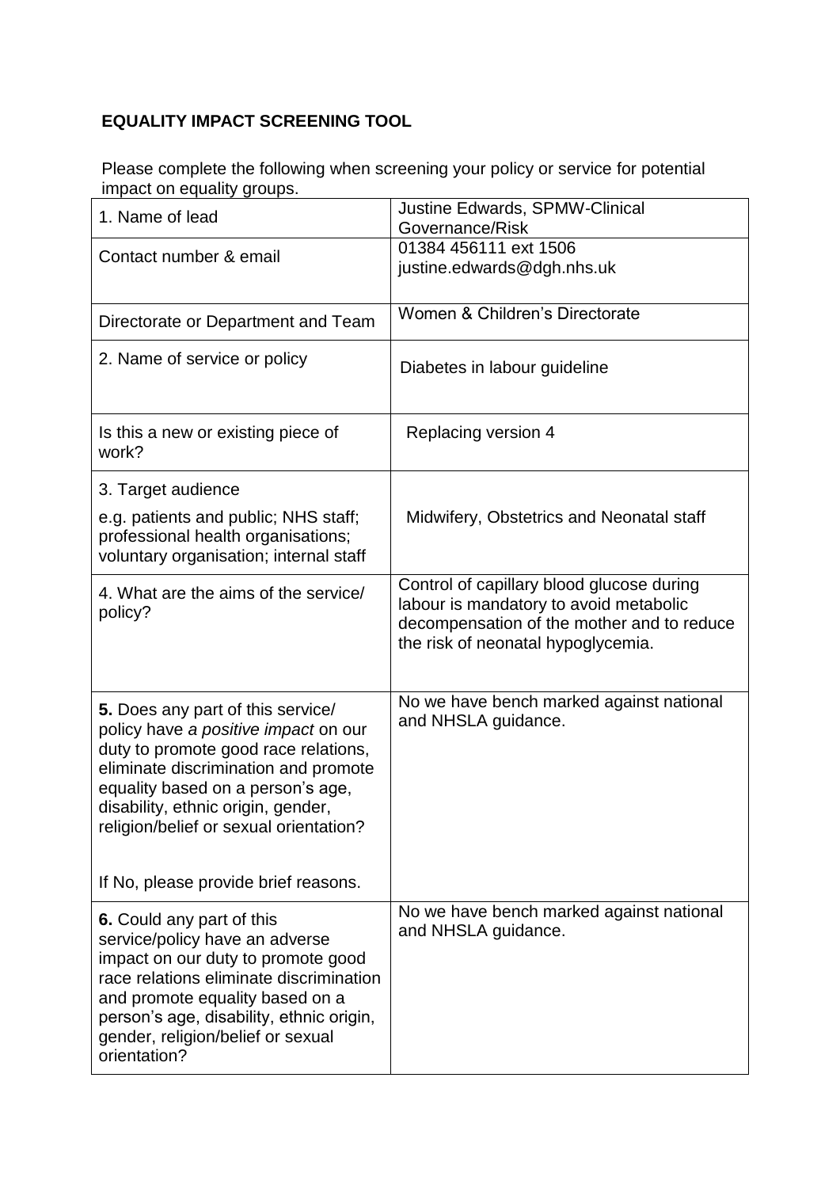## EQUALITY IMPACT SCREENING TOOL

Please complete the following when screening your policy or service for potential impact on equality groups.

| | |
|---|---|
| 1. Name of lead | Justine Edwards, SPMW-Clinical Governance/Risk |
| Contact number & email | 01384 456111 ext 1506<br>justine.edwards@dgh.nhs.uk |
| Directorate or Department and Team | Women & Children's Directorate |
| 2. Name of service or policy | Diabetes in labour guideline |
| Is this a new or existing piece of work? | Replacing version 4 |
| 3. Target audience<br>e.g. patients and public; NHS staff; professional health organisations; voluntary organisation; internal staff | Midwifery, Obstetrics and Neonatal staff |
| 4. What are the aims of the service/ policy? | Control of capillary blood glucose during labour is mandatory to avoid metabolic decompensation of the mother and to reduce the risk of neonatal hypoglycemia. |
| **5.** Does any part of this service/ policy have *a positive impact* on our duty to promote good race relations, eliminate discrimination and promote equality based on a person's age, disability, ethnic origin, gender, religion/belief or sexual orientation?<br><br>If No, please provide brief reasons. | No we have bench marked against national and NHSLA guidance. |
| **6.** Could any part of this service/policy have an adverse impact on our duty to promote good race relations eliminate discrimination and promote equality based on a person's age, disability, ethnic origin, gender, religion/belief or sexual orientation? | No we have bench marked against national and NHSLA guidance. |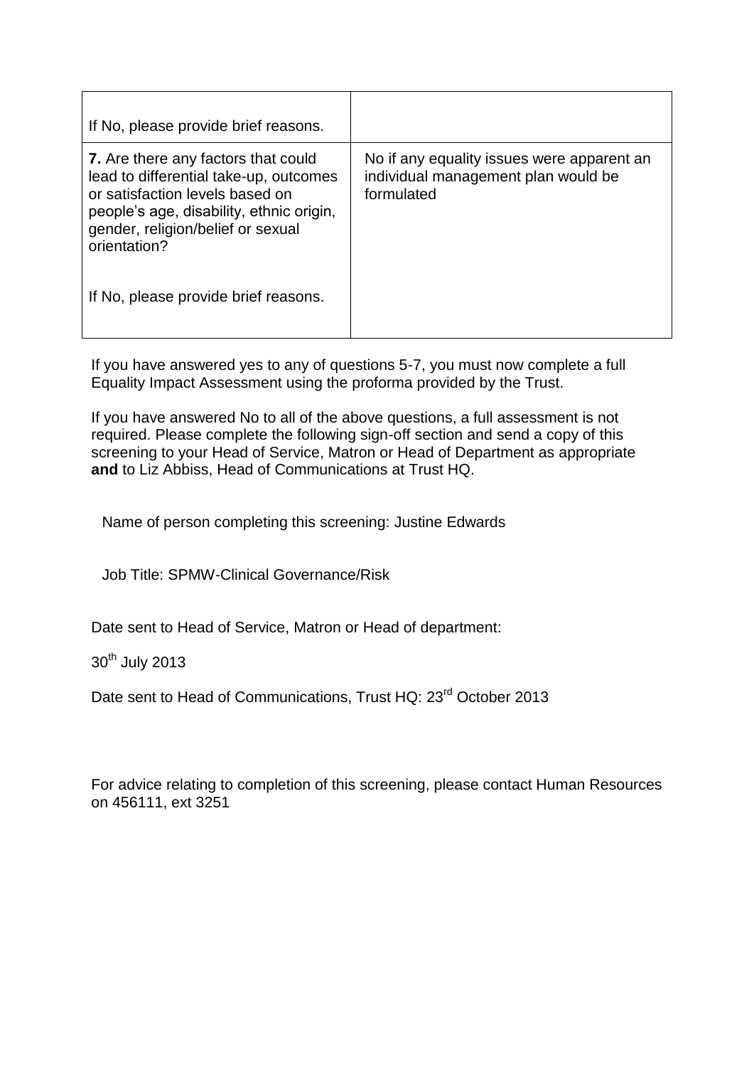| | |
|---|---|
| If No, please provide brief reasons. | |
| **7.** Are there any factors that could lead to differential take-up, outcomes or satisfaction levels based on people's age, disability, ethnic origin, gender, religion/belief or sexual orientation?<br><br>If No, please provide brief reasons. | No if any equality issues were apparent an individual management plan would be formulated |

If you have answered yes to any of questions 5-7, you must now complete a full Equality Impact Assessment using the proforma provided by the Trust.

If you have answered No to all of the above questions, a full assessment is not required. Please complete the following sign-off section and send a copy of this screening to your Head of Service, Matron or Head of Department as appropriate **and** to Liz Abbiss, Head of Communications at Trust HQ.

Name of person completing this screening: Justine Edwards

Job Title: SPMW-Clinical Governance/Risk

Date sent to Head of Service, Matron or Head of department:

30th July 2013

Date sent to Head of Communications, Trust HQ: 23rd October 2013

For advice relating to completion of this screening, please contact Human Resources on 456111, ext 3251